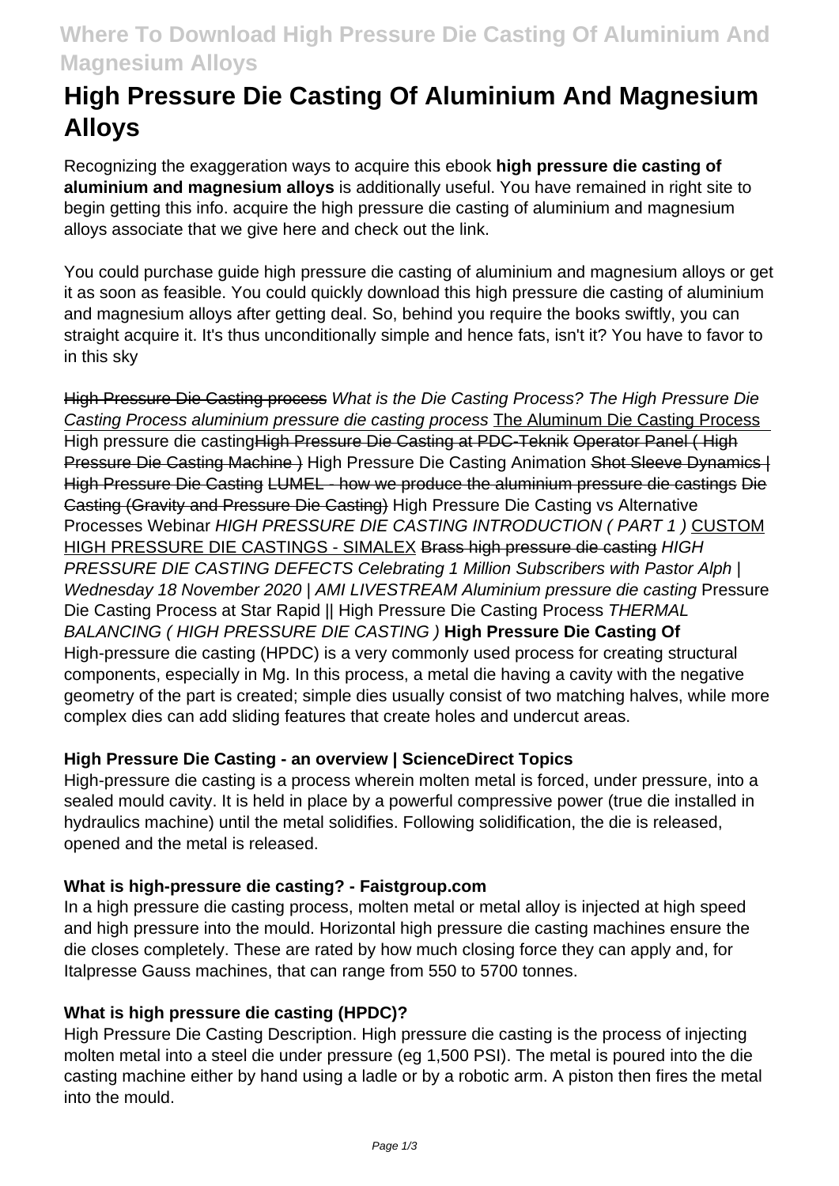# High Pressure Die Casting Of Aluminium And Magnesium Alloys

Recognizing the exaggeration ways to acquire this ebook **high pressure die casting of aluminium and magnesium alloys** is additionally useful. You have remained in right site to begin getting this info. acquire the high pressure die casting of aluminium and magnesium alloys associate that we give here and check out the link.

You could purchase guide high pressure die casting of aluminium and magnesium alloys or get it as soon as feasible. You could quickly download this high pressure die casting of aluminium and magnesium alloys after getting deal. So, behind you require the books swiftly, you can straight acquire it. It's thus unconditionally simple and hence fats, isn't it? You have to favor to in this sky

~~High Pressure Die Casting process~~ *What is the Die Casting Process? The High Pressure Die Casting Process aluminium pressure die casting process* The Aluminum Die Casting Process High pressure die casting~~High Pressure Die Casting at PDC-Teknik~~ ~~Operator Panel ( High Pressure Die Casting Machine )~~ High Pressure Die Casting Animation ~~Shot Sleeve Dynamics | High Pressure Die Casting~~ ~~LUMEL - how we produce the aluminium pressure die castings~~ ~~Die Casting (Gravity and Pressure Die Casting)~~ High Pressure Die Casting vs Alternative Processes Webinar *HIGH PRESSURE DIE CASTING INTRODUCTION ( PART 1 )* CUSTOM HIGH PRESSURE DIE CASTINGS - SIMALEX ~~Brass high pressure die casting~~ *HIGH PRESSURE DIE CASTING DEFECTS Celebrating 1 Million Subscribers with Pastor Alph | Wednesday 18 November 2020 | AMI LIVESTREAM Aluminium pressure die casting* Pressure Die Casting Process at Star Rapid || High Pressure Die Casting Process *THERMAL BALANCING ( HIGH PRESSURE DIE CASTING )* **High Pressure Die Casting Of**
High-pressure die casting (HPDC) is a very commonly used process for creating structural components, especially in Mg. In this process, a metal die having a cavity with the negative geometry of the part is created; simple dies usually consist of two matching halves, while more complex dies can add sliding features that create holes and undercut areas.

**High Pressure Die Casting - an overview | ScienceDirect Topics**

High-pressure die casting is a process wherein molten metal is forced, under pressure, into a sealed mould cavity. It is held in place by a powerful compressive power (true die installed in hydraulics machine) until the metal solidifies. Following solidification, the die is released, opened and the metal is released.

**What is high-pressure die casting? - Faistgroup.com**

In a high pressure die casting process, molten metal or metal alloy is injected at high speed and high pressure into the mould. Horizontal high pressure die casting machines ensure the die closes completely. These are rated by how much closing force they can apply and, for Italpresse Gauss machines, that can range from 550 to 5700 tonnes.

**What is high pressure die casting (HPDC)?**

High Pressure Die Casting Description. High pressure die casting is the process of injecting molten metal into a steel die under pressure (eg 1,500 PSI). The metal is poured into the die casting machine either by hand using a ladle or by a robotic arm. A piston then fires the metal into the mould.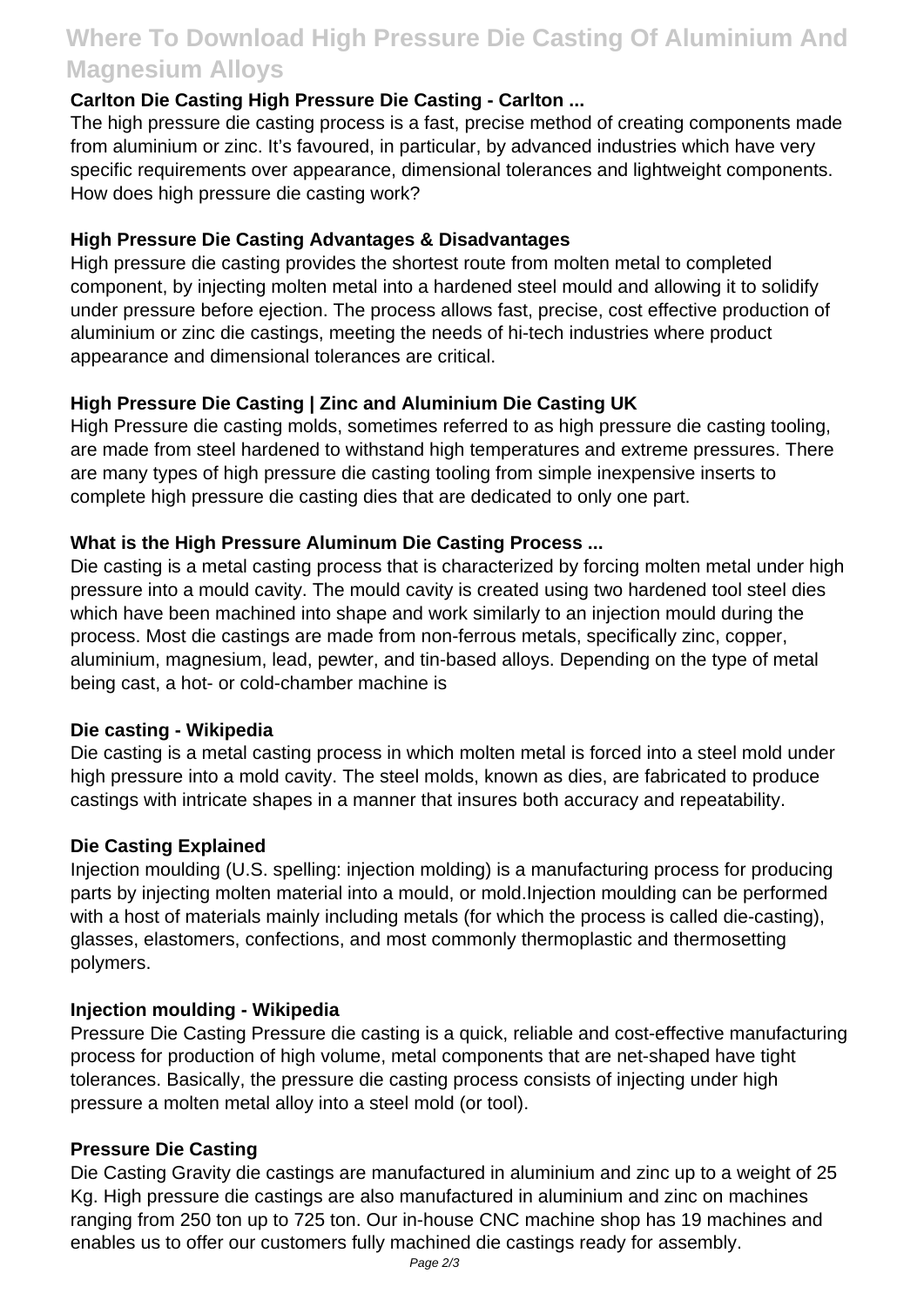### Carlton Die Casting High Pressure Die Casting - Carlton ...

The high pressure die casting process is a fast, precise method of creating components made from aluminium or zinc. It's favoured, in particular, by advanced industries which have very specific requirements over appearance, dimensional tolerances and lightweight components. How does high pressure die casting work?

### High Pressure Die Casting Advantages & Disadvantages

High pressure die casting provides the shortest route from molten metal to completed component, by injecting molten metal into a hardened steel mould and allowing it to solidify under pressure before ejection. The process allows fast, precise, cost effective production of aluminium or zinc die castings, meeting the needs of hi-tech industries where product appearance and dimensional tolerances are critical.

### High Pressure Die Casting | Zinc and Aluminium Die Casting UK

High Pressure die casting molds, sometimes referred to as high pressure die casting tooling, are made from steel hardened to withstand high temperatures and extreme pressures. There are many types of high pressure die casting tooling from simple inexpensive inserts to complete high pressure die casting dies that are dedicated to only one part.

### What is the High Pressure Aluminum Die Casting Process ...

Die casting is a metal casting process that is characterized by forcing molten metal under high pressure into a mould cavity. The mould cavity is created using two hardened tool steel dies which have been machined into shape and work similarly to an injection mould during the process. Most die castings are made from non-ferrous metals, specifically zinc, copper, aluminium, magnesium, lead, pewter, and tin-based alloys. Depending on the type of metal being cast, a hot- or cold-chamber machine is

### Die casting - Wikipedia

Die casting is a metal casting process in which molten metal is forced into a steel mold under high pressure into a mold cavity. The steel molds, known as dies, are fabricated to produce castings with intricate shapes in a manner that insures both accuracy and repeatability.

### Die Casting Explained

Injection moulding (U.S. spelling: injection molding) is a manufacturing process for producing parts by injecting molten material into a mould, or mold.Injection moulding can be performed with a host of materials mainly including metals (for which the process is called die-casting), glasses, elastomers, confections, and most commonly thermoplastic and thermosetting polymers.

### Injection moulding - Wikipedia

Pressure Die Casting Pressure die casting is a quick, reliable and cost-effective manufacturing process for production of high volume, metal components that are net-shaped have tight tolerances. Basically, the pressure die casting process consists of injecting under high pressure a molten metal alloy into a steel mold (or tool).

### Pressure Die Casting

Die Casting Gravity die castings are manufactured in aluminium and zinc up to a weight of 25 Kg. High pressure die castings are also manufactured in aluminium and zinc on machines ranging from 250 ton up to 725 ton. Our in-house CNC machine shop has 19 machines and enables us to offer our customers fully machined die castings ready for assembly.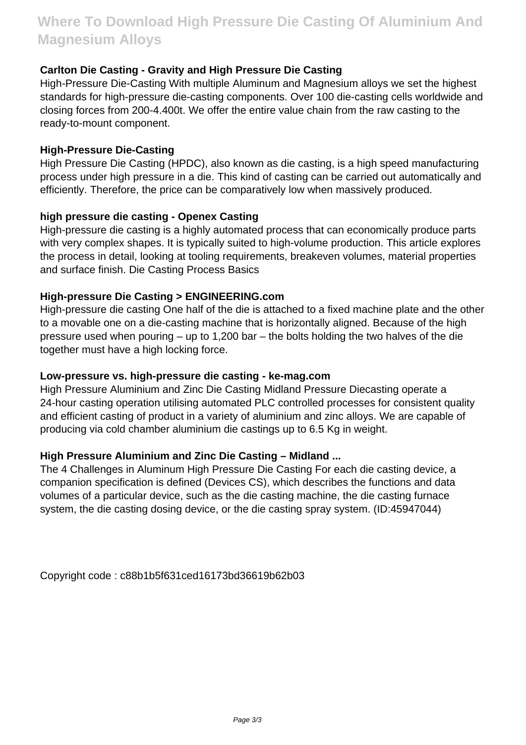**Carlton Die Casting - Gravity and High Pressure Die Casting**

High-Pressure Die-Casting With multiple Aluminum and Magnesium alloys we set the highest standards for high-pressure die-casting components. Over 100 die-casting cells worldwide and closing forces from 200-4.400t. We offer the entire value chain from the raw casting to the ready-to-mount component.

**High-Pressure Die-Casting**

High Pressure Die Casting (HPDC), also known as die casting, is a high speed manufacturing process under high pressure in a die. This kind of casting can be carried out automatically and efficiently. Therefore, the price can be comparatively low when massively produced.

**high pressure die casting - Openex Casting**

High-pressure die casting is a highly automated process that can economically produce parts with very complex shapes. It is typically suited to high-volume production. This article explores the process in detail, looking at tooling requirements, breakeven volumes, material properties and surface finish. Die Casting Process Basics

**High-pressure Die Casting > ENGINEERING.com**

High-pressure die casting One half of the die is attached to a fixed machine plate and the other to a movable one on a die-casting machine that is horizontally aligned. Because of the high pressure used when pouring – up to 1,200 bar – the bolts holding the two halves of the die together must have a high locking force.

**Low-pressure vs. high-pressure die casting - ke-mag.com**

High Pressure Aluminium and Zinc Die Casting Midland Pressure Diecasting operate a 24-hour casting operation utilising automated PLC controlled processes for consistent quality and efficient casting of product in a variety of aluminium and zinc alloys. We are capable of producing via cold chamber aluminium die castings up to 6.5 Kg in weight.

**High Pressure Aluminium and Zinc Die Casting – Midland ...**

The 4 Challenges in Aluminum High Pressure Die Casting For each die casting device, a companion specification is defined (Devices CS), which describes the functions and data volumes of a particular device, such as the die casting machine, the die casting furnace system, the die casting dosing device, or the die casting spray system. (ID:45947044)

Copyright code : c88b1b5f631ced16173bd36619b62b03